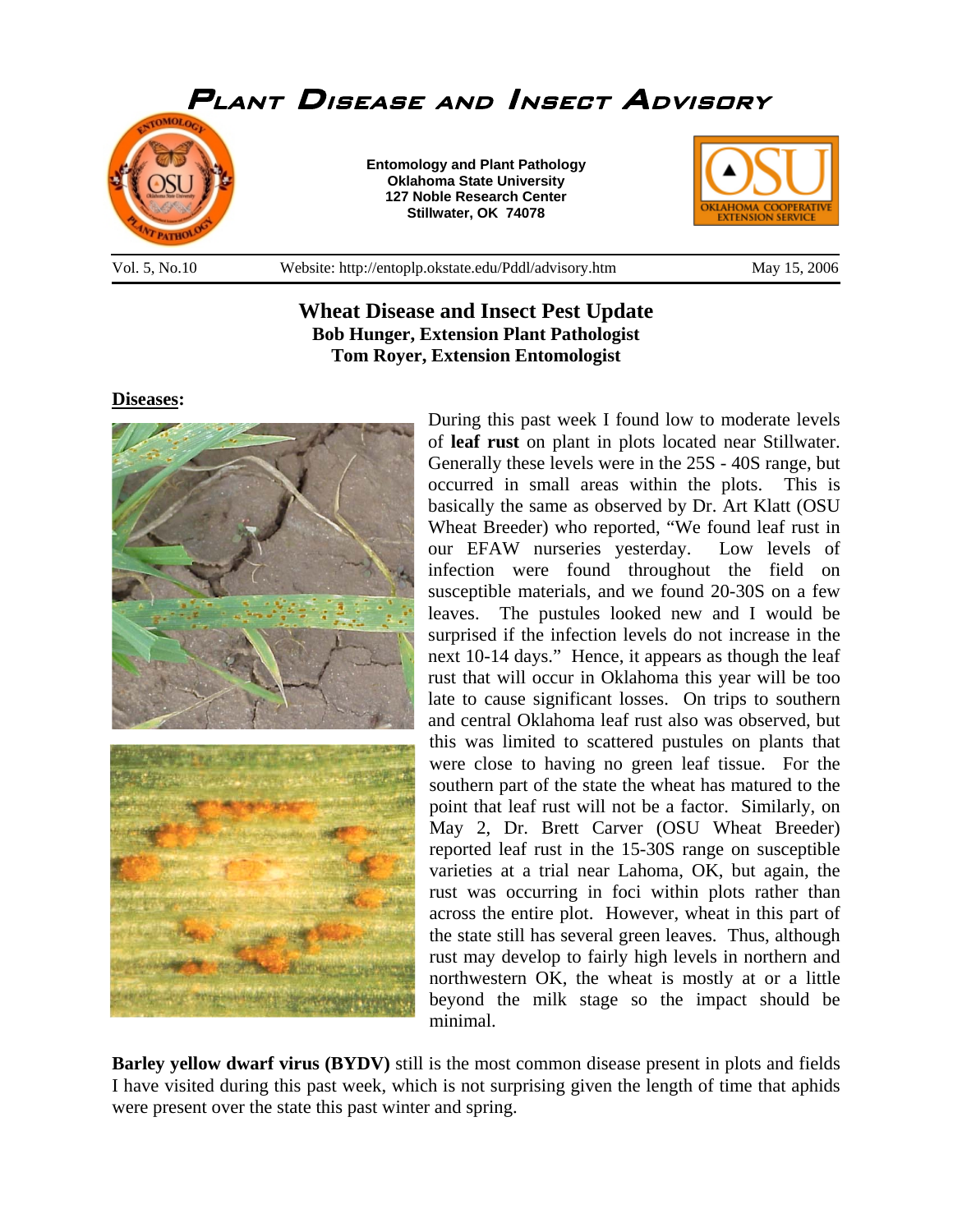# Plant Disease and Insect Advisory

**Entomology and Plant Pathology**
**Oklahoma State University**
**127 Noble Research Center**
**Stillwater, OK 74078**

Vol. 5, No.10 | Website: http://entoplp.okstate.edu/Pddl/advisory.htm | May 15, 2006

## Wheat Disease and Insect Pest Update

**Bob Hunger, Extension Plant Pathologist**
**Tom Royer, Extension Entomologist**

### Diseases:

During this past week I found low to moderate levels of **leaf rust** on plant in plots located near Stillwater. Generally these levels were in the 25S - 40S range, but occurred in small areas within the plots. This is basically the same as observed by Dr. Art Klatt (OSU Wheat Breeder) who reported, "We found leaf rust in our EFAW nurseries yesterday. Low levels of infection were found throughout the field on susceptible materials, and we found 20-30S on a few leaves. The pustules looked new and I would be surprised if the infection levels do not increase in the next 10-14 days." Hence, it appears as though the leaf rust that will occur in Oklahoma this year will be too late to cause significant losses. On trips to southern and central Oklahoma leaf rust also was observed, but this was limited to scattered pustules on plants that were close to having no green leaf tissue. For the southern part of the state the wheat has matured to the point that leaf rust will not be a factor. Similarly, on May 2, Dr. Brett Carver (OSU Wheat Breeder) reported leaf rust in the 15-30S range on susceptible varieties at a trial near Lahoma, OK, but again, the rust was occurring in foci within plots rather than across the entire plot. However, wheat in this part of the state still has several green leaves. Thus, although rust may develop to fairly high levels in northern and northwestern OK, the wheat is mostly at or a little beyond the milk stage so the impact should be minimal.

**Barley yellow dwarf virus (BYDV)** still is the most common disease present in plots and fields I have visited during this past week, which is not surprising given the length of time that aphids were present over the state this past winter and spring.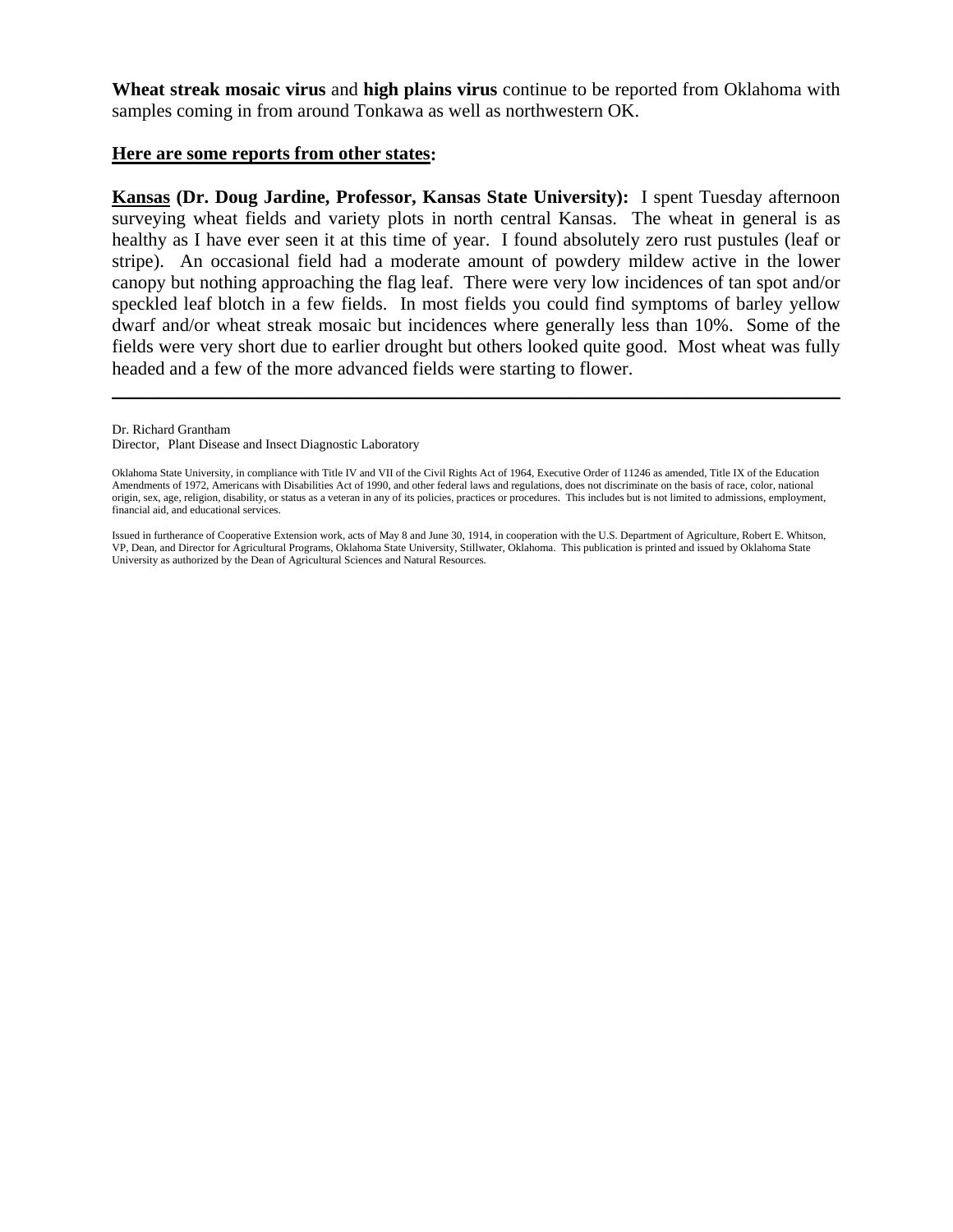**Wheat streak mosaic virus** and **high plains virus** continue to be reported from Oklahoma with samples coming in from around Tonkawa as well as northwestern OK.

**<u>Here are some reports from other states</u>:**

**<u>Kansas</u> (Dr. Doug Jardine, Professor, Kansas State University):** I spent Tuesday afternoon surveying wheat fields and variety plots in north central Kansas. The wheat in general is as healthy as I have ever seen it at this time of year. I found absolutely zero rust pustules (leaf or stripe). An occasional field had a moderate amount of powdery mildew active in the lower canopy but nothing approaching the flag leaf. There were very low incidences of tan spot and/or speckled leaf blotch in a few fields. In most fields you could find symptoms of barley yellow dwarf and/or wheat streak mosaic but incidences where generally less than 10%. Some of the fields were very short due to earlier drought but others looked quite good. Most wheat was fully headed and a few of the more advanced fields were starting to flower.

---

Dr. Richard Grantham
Director, Plant Disease and Insect Diagnostic Laboratory

Oklahoma State University, in compliance with Title IV and VII of the Civil Rights Act of 1964, Executive Order of 11246 as amended, Title IX of the Education Amendments of 1972, Americans with Disabilities Act of 1990, and other federal laws and regulations, does not discriminate on the basis of race, color, national origin, sex, age, religion, disability, or status as a veteran in any of its policies, practices or procedures. This includes but is not limited to admissions, employment, financial aid, and educational services.

Issued in furtherance of Cooperative Extension work, acts of May 8 and June 30, 1914, in cooperation with the U.S. Department of Agriculture, Robert E. Whitson, VP, Dean, and Director for Agricultural Programs, Oklahoma State University, Stillwater, Oklahoma. This publication is printed and issued by Oklahoma State University as authorized by the Dean of Agricultural Sciences and Natural Resources.